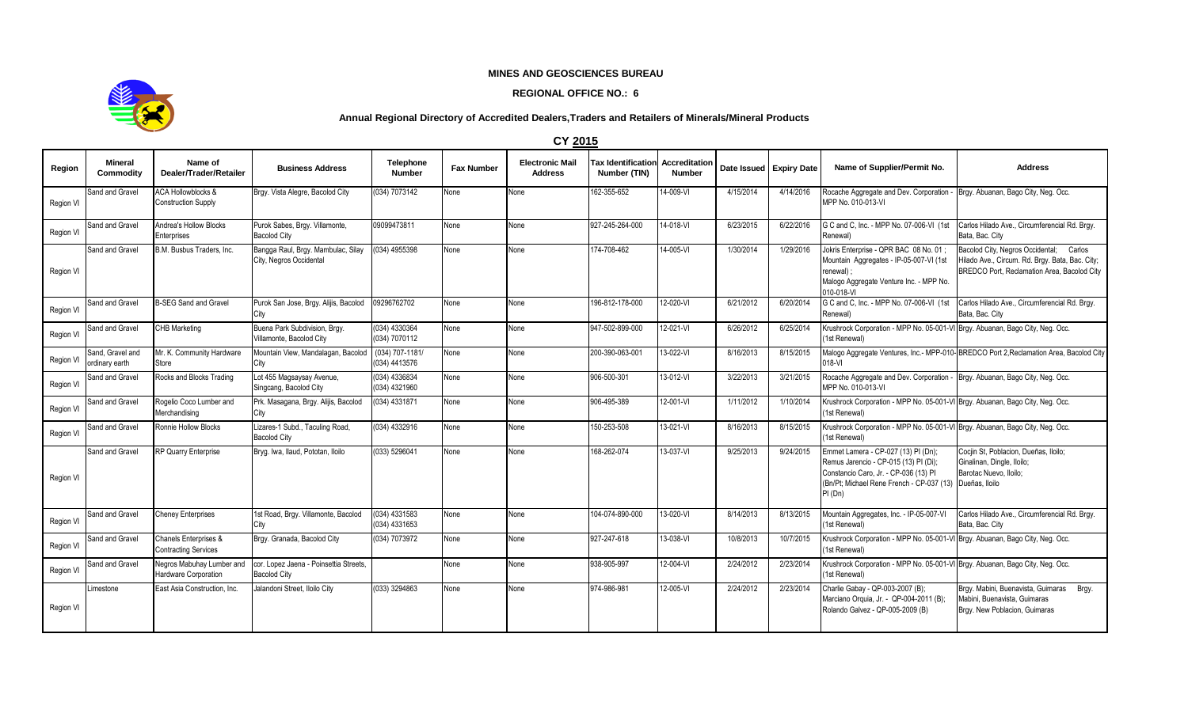# MINES AND GEOSCIENCES BUREAU

## REGIONAL OFFICE NO.: 6

### Annual Regional Directory of Accredited Dealers,Traders and Retailers of Minerals/Mineral Products

**CY 2015**

| Region | Mineral Commodity | Name of Dealer/Trader/Retailer | Business Address | Telephone Number | Fax Number | Electronic Mail Address | Tax Identification Number (TIN) | Accreditation Number | Date Issued | Expiry Date | Name of Supplier/Permit No. | Address |
|---|---|---|---|---|---|---|---|---|---|---|---|---|
| Region VI | Sand and Gravel | ACA Hollowblocks & Construction Supply | Brgy. Vista Alegre, Bacolod City | (034) 7073142 | None | None | 162-355-652 | 14-009-VI | 4/15/2014 | 4/14/2016 | Rocache Aggregate and Dev. Corporation - MPP No. 010-013-VI | Brgy. Abuanan, Bago City, Neg. Occ. |
| Region VI | Sand and Gravel | Andrea's Hollow Blocks Enterprises | Purok Sabes, Brgy. Villamonte, Bacolod City | 09099473811 | None | None | 927-245-264-000 | 14-018-VI | 6/23/2015 | 6/22/2016 | G C and C, Inc. - MPP No. 07-006-VI (1st Renewal) | Carlos Hilado Ave., Circumferencial Rd. Brgy. Bata, Bac. City |
| Region VI | Sand and Gravel | B.M. Busbus Traders, Inc. | Bangga Raul, Brgy. Mambulac, Silay City, Negros Occidental | (034) 4955398 | None | None | 174-708-462 | 14-005-VI | 1/30/2014 | 1/29/2016 | Jokris Enterprise - QPR BAC 08 No. 01 ; Mountain Aggregates - IP-05-007-VI (1st renewal) ; Malogo Aggregate Venture Inc. - MPP No. 010-018-VI | Bacolod City, Negros Occidental; Carlos Hilado Ave., Circum. Rd. Brgy. Bata, Bac. City; BREDCO Port, Reclamation Area, Bacolod City |
| Region VI | Sand and Gravel | B-SEG Sand and Gravel | Purok San Jose, Brgy. Alijis, Bacolod City | 09296762702 | None | None | 196-812-178-000 | 12-020-VI | 6/21/2012 | 6/20/2014 | G C and C, Inc. - MPP No. 07-006-VI (1st Renewal) | Carlos Hilado Ave., Circumferencial Rd. Brgy. Bata, Bac. City |
| Region VI | Sand and Gravel | CHB Marketing | Buena Park Subdivision, Brgy. Villamonte, Bacolod City | (034) 4330364 (034) 7070112 | None | None | 947-502-899-000 | 12-021-VI | 6/26/2012 | 6/25/2014 | Krushrock Corporation - MPP No. 05-001-VI (1st Renewal) | Brgy. Abuanan, Bago City, Neg. Occ. |
| Region VI | Sand, Gravel and ordinary earth | Mr. K. Community Hardware Store | Mountain View, Mandalagan, Bacolod City | (034) 707-1181/ (034) 4413576 | None | None | 200-390-063-001 | 13-022-VI | 8/16/2013 | 8/15/2015 | Malogo Aggregate Ventures, Inc.- MPP-010-018-VI | BREDCO Port 2,Reclamation Area, Bacolod City |
| Region VI | Sand and Gravel | Rocks and Blocks Trading | Lot 455 Magsaysay Avenue, Singcang, Bacolod City | (034) 4336834 (034) 4321960 | None | None | 906-500-301 | 13-012-VI | 3/22/2013 | 3/21/2015 | Rocache Aggregate and Dev. Corporation - MPP No. 010-013-VI | Brgy. Abuanan, Bago City, Neg. Occ. |
| Region VI | Sand and Gravel | Rogelio Coco Lumber and Merchandising | Prk. Masagana, Brgy. Alijis, Bacolod City | (034) 4331871 | None | None | 906-495-389 | 12-001-VI | 1/11/2012 | 1/10/2014 | Krushrock Corporation - MPP No. 05-001-VI (1st Renewal) | Brgy. Abuanan, Bago City, Neg. Occ. |
| Region VI | Sand and Gravel | Ronnie Hollow Blocks | Lizares-1 Subd., Taculing Road, Bacolod City | (034) 4332916 | None | None | 150-253-508 | 13-021-VI | 8/16/2013 | 8/15/2015 | Krushrock Corporation - MPP No. 05-001-VI (1st Renewal) | Brgy. Abuanan, Bago City, Neg. Occ. |
| Region VI | Sand and Gravel | RP Quarry Enterprise | Bryg. Iwa, Ilaud, Pototan, Iloilo | (033) 5296041 | None | None | 168-262-074 | 13-037-VI | 9/25/2013 | 9/24/2015 | Emmet Lamera - CP-027 (13) PI (Dn); Remus Jarencio - CP-015 (13) PI (Di); Constancio Caro, Jr. - CP-036 (13) PI (Bn/Pt; Michael Rene French - CP-037 (13) PI (Dn) | Cocjin St, Poblacion, Dueñas, Iloilo; Ginalinan, Dingle, Iloilo; Barotac Nuevo, Iloilo; Dueñas, Iloilo |
| Region VI | Sand and Gravel | Cheney Enterprises | 1st Road, Brgy. Villamonte, Bacolod City | (034) 4331583 (034) 4331653 | None | None | 104-074-890-000 | 13-020-VI | 8/14/2013 | 8/13/2015 | Mountain Aggregates, Inc. - IP-05-007-VI (1st Renewal) | Carlos Hilado Ave., Circumferencial Rd. Brgy. Bata, Bac. City |
| Region VI | Sand and Gravel | Chanels Enterprises & Contracting Services | Brgy. Granada, Bacolod City | (034) 7073972 | None | None | 927-247-618 | 13-038-VI | 10/8/2013 | 10/7/2015 | Krushrock Corporation - MPP No. 05-001-VI (1st Renewal) | Brgy. Abuanan, Bago City, Neg. Occ. |
| Region VI | Sand and Gravel | Negros Mabuhay Lumber and Hardware Corporation | cor. Lopez Jaena - Poinsettia Streets, Bacolod City | | None | None | 938-905-997 | 12-004-VI | 2/24/2012 | 2/23/2014 | Krushrock Corporation - MPP No. 05-001-VI (1st Renewal) | Brgy. Abuanan, Bago City, Neg. Occ. |
| Region VI | Limestone | East Asia Construction, Inc. | Jalandoni Street, Iloilo City | (033) 3294863 | None | None | 974-986-981 | 12-005-VI | 2/24/2012 | 2/23/2014 | Charlie Gabay - QP-003-2007 (B); Marciano Orquia, Jr. - QP-004-2011 (B); Rolando Galvez - QP-005-2009 (B) | Brgy. Mabini, Buenavista, Guimaras Brgy. Mabini, Buenavista, Guimaras Brgy. New Poblacion, Guimaras |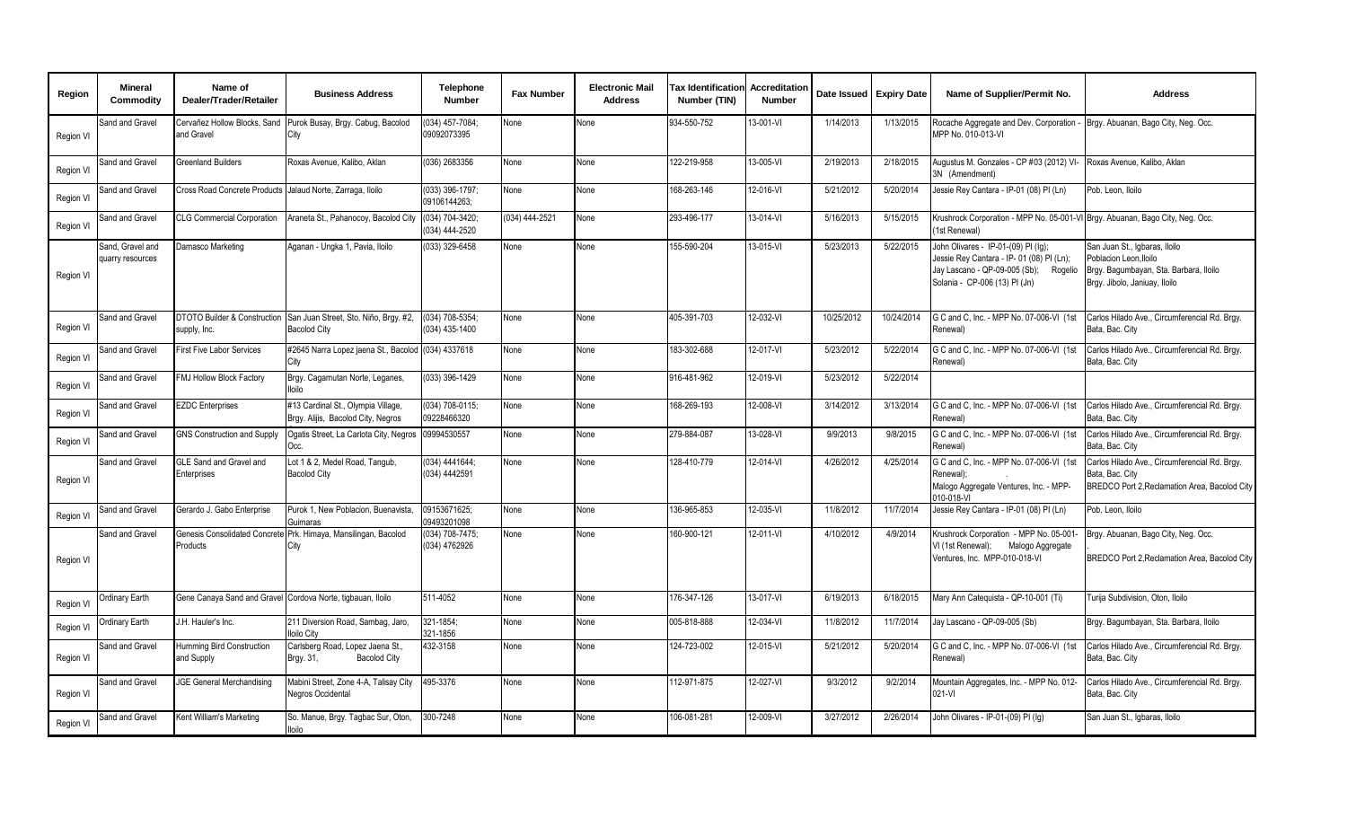| Region | Mineral Commodity | Name of Dealer/Trader/Retailer | Business Address | Telephone Number | Fax Number | Electronic Mail Address | Tax Identification Number (TIN) | Accreditation Number | Date Issued | Expiry Date | Name of Supplier/Permit No. | Address |
|---|---|---|---|---|---|---|---|---|---|---|---|---|
| Region VI | Sand and Gravel | Cervañez Hollow Blocks, Sand and Gravel | Purok Busay, Brgy. Cabug, Bacolod City | (034) 457-7084; 09092073395 | None | None | 934-550-752 | 13-001-VI | 1/14/2013 | 1/13/2015 | Rocache Aggregate and Dev. Corporation - MPP No. 010-013-VI | Brgy. Abuanan, Bago City, Neg. Occ. |
| Region VI | Sand and Gravel | Greenland Builders | Roxas Avenue, Kalibo, Aklan | (036) 2683356 | None | None | 122-219-958 | 13-005-VI | 2/19/2013 | 2/18/2015 | Augustus M. Gonzales - CP #03 (2012) VI-3N (Amendment) | Roxas Avenue, Kalibo, Aklan |
| Region VI | Sand and Gravel | Cross Road Concrete Products | Jalaud Norte, Zarraga, Iloilo | (033) 396-1797; 09106144263; | None | None | 168-263-146 | 12-016-VI | 5/21/2012 | 5/20/2014 | Jessie Rey Cantara - IP-01 (08) PI (Ln) | Pob. Leon, Iloilo |
| Region VI | Sand and Gravel | CLG Commercial Corporation | Araneta St., Pahanocoy, Bacolod City | (034) 704-3420; (034) 444-2520 | (034) 444-2521 | None | 293-496-177 | 13-014-VI | 5/16/2013 | 5/15/2015 | Krushrock Corporation - MPP No. 05-001-VI (1st Renewal) | Brgy. Abuanan, Bago City, Neg. Occ. |
| Region VI | Sand, Gravel and quarry resources | Damasco Marketing | Aganan - Ungka 1, Pavia, Iloilo | (033) 329-6458 | None | None | 155-590-204 | 13-015-VI | 5/23/2013 | 5/22/2015 | John Olivares - IP-01-(09) PI (Ig); Jessie Rey Cantara - IP- 01 (08) PI (Ln); Jay Lascano - QP-09-005 (Sb); Rogelio Solania - CP-006 (13) PI (Jn) | San Juan St., Igbaras, Iloilo Poblacion Leon, Iloilo Brgy. Bagumbayan, Sta. Barbara, Iloilo Brgy. Jibolo, Janiuay, Iloilo |
| Region VI | Sand and Gravel | DTOTO Builder & Construction supply, Inc. | San Juan Street, Sto. Niño, Brgy. #2, Bacolod City | (034) 708-5354; (034) 435-1400 | None | None | 405-391-703 | 12-032-VI | 10/25/2012 | 10/24/2014 | G C and C, Inc. - MPP No. 07-006-VI (1st Renewal) | Carlos Hilado Ave., Circumferencial Rd. Brgy. Bata, Bac. City |
| Region VI | Sand and Gravel | First Five Labor Services | #2645 Narra Lopez jaena St., Bacolod City | (034) 4337618 | None | None | 183-302-688 | 12-017-VI | 5/23/2012 | 5/22/2014 | G C and C, Inc. - MPP No. 07-006-VI (1st Renewal) | Carlos Hilado Ave., Circumferencial Rd. Brgy. Bata, Bac. City |
| Region VI | Sand and Gravel | FMJ Hollow Block Factory | Brgy. Cagamutan Norte, Leganes, Iloilo | (033) 396-1429 | None | None | 916-481-962 | 12-019-VI | 5/23/2012 | 5/22/2014 | | |
| Region VI | Sand and Gravel | EZDC Enterprises | #13 Cardinal St., Olympia Village, Brgy. Alijis, Bacolod City, Negros | (034) 708-0115; 09228466320 | None | None | 168-269-193 | 12-008-VI | 3/14/2012 | 3/13/2014 | G C and C, Inc. - MPP No. 07-006-VI (1st Renewal) | Carlos Hilado Ave., Circumferencial Rd. Brgy. Bata, Bac. City |
| Region VI | Sand and Gravel | GNS Construction and Supply | Ogatis Street, La Carlota City, Negros Occ. | 09994530557 | None | None | 279-884-087 | 13-028-VI | 9/9/2013 | 9/8/2015 | G C and C, Inc. - MPP No. 07-006-VI (1st Renewal) | Carlos Hilado Ave., Circumferencial Rd. Brgy. Bata, Bac. City |
| Region VI | Sand and Gravel | GLE Sand and Gravel and Enterprises | Lot 1 & 2, Medel Road, Tangub, Bacolod City | (034) 4441644; (034) 4442591 | None | None | 128-410-779 | 12-014-VI | 4/26/2012 | 4/25/2014 | G C and C, Inc. - MPP No. 07-006-VI (1st Renewal); . Malogo Aggregate Ventures, Inc. - MPP-010-018-VI | Carlos Hilado Ave., Circumferencial Rd. Brgy. Bata, Bac. City BREDCO Port 2,Reclamation Area, Bacolod City |
| Region VI | Sand and Gravel | Gerardo J. Gabo Enterprise | Purok 1, New Poblacion, Buenavista, Guimaras | 09153671625; 09493201098 | None | None | 136-965-853 | 12-035-VI | 11/8/2012 | 11/7/2014 | Jessie Rey Cantara - IP-01 (08) PI (Ln) | Pob. Leon, Iloilo |
| Region VI | Sand and Gravel | Genesis Consolidated Concrete Products | Prk. Himaya, Mansilingan, Bacolod City | (034) 708-7475; (034) 4762926 | None | None | 160-900-121 | 12-011-VI | 4/10/2012 | 4/9/2014 | Krushrock Corporation - MPP No. 05-001-VI (1st Renewal); Malogo Aggregate Ventures, Inc. MPP-010-018-VI | Brgy. Abuanan, Bago City, Neg. Occ. BREDCO Port 2,Reclamation Area, Bacolod City |
| Region VI | Ordinary Earth | Gene Canaya Sand and Gravel | Cordova Norte, tigbauan, Iloilo | 511-4052 | None | None | 176-347-126 | 13-017-VI | 6/19/2013 | 6/18/2015 | Mary Ann Catequista - QP-10-001 (Ti) | Turija Subdivision, Oton, Iloilo |
| Region VI | Ordinary Earth | J.H. Hauler's Inc. | 211 Diversion Road, Sambag, Jaro, Iloilo City | 321-1854; 321-1856 | None | None | 005-818-888 | 12-034-VI | 11/8/2012 | 11/7/2014 | Jay Lascano - QP-09-005 (Sb) | Brgy. Bagumbayan, Sta. Barbara, Iloilo |
| Region VI | Sand and Gravel | Humming Bird Construction and Supply | Carlsberg Road, Lopez Jaena St., Brgy. 31, Bacolod City | 432-3158 | None | None | 124-723-002 | 12-015-VI | 5/21/2012 | 5/20/2014 | G C and C, Inc. - MPP No. 07-006-VI (1st Renewal) | Carlos Hilado Ave., Circumferencial Rd. Brgy. Bata, Bac. City |
| Region VI | Sand and Gravel | JGE General Merchandising | Mabini Street, Zone 4-A, Talisay City Negros Occidental | 495-3376 | None | None | 112-971-875 | 12-027-VI | 9/3/2012 | 9/2/2014 | Mountain Aggregates, Inc. - MPP No. 012-021-VI | Carlos Hilado Ave., Circumferencial Rd. Brgy. Bata, Bac. City |
| Region VI | Sand and Gravel | Kent William's Marketing | So. Manue, Brgy. Tagbac Sur, Oton, Iloilo | 300-7248 | None | None | 106-081-281 | 12-009-VI | 3/27/2012 | 2/26/2014 | John Olivares - IP-01-(09) PI (Ig) | San Juan St., Igbaras, Iloilo |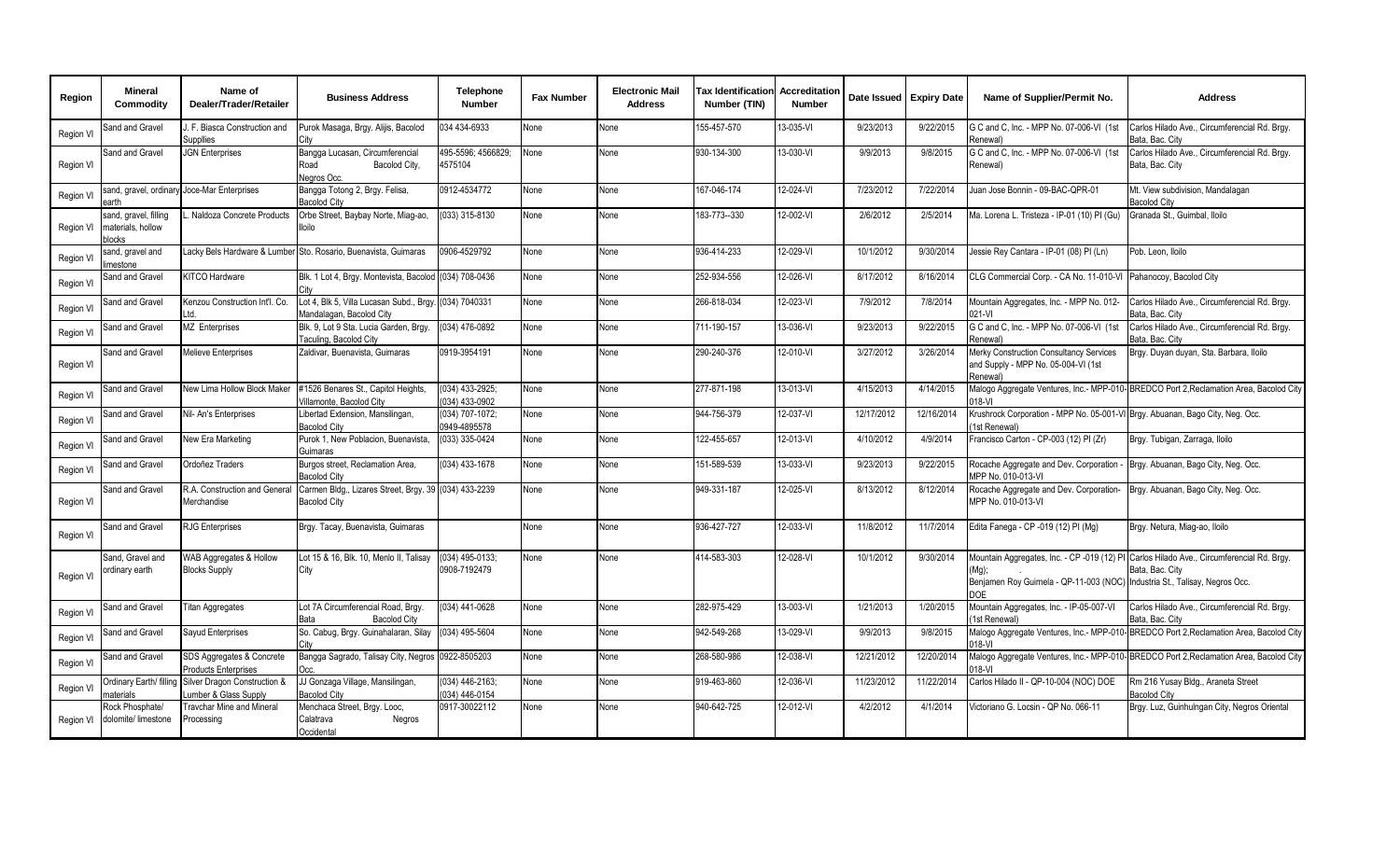| Region | Mineral Commodity | Name of Dealer/Trader/Retailer | Business Address | Telephone Number | Fax Number | Electronic Mail Address | Tax Identification Number (TIN) | Accreditation Number | Date Issued | Expiry Date | Name of Supplier/Permit No. | Address |
|---|---|---|---|---|---|---|---|---|---|---|---|---|
| Region VI | Sand and Gravel | J. F. Biasca Construction and Suppllies | Purok Masaga, Brgy. Alijis, Bacolod City | 034 434-6933 | None | None | 155-457-570 | 13-035-VI | 9/23/2013 | 9/22/2015 | G C and C, Inc. - MPP No. 07-006-VI (1st Renewal) | Carlos Hilado Ave., Circumferencial Rd. Brgy. Bata, Bac. City |
| Region VI | Sand and Gravel | JGN Enterprises | Bangga Lucasan, Circumferencial Road Bacolod City, Negros Occ. | 495-5596; 4566829; 4575104 | None | None | 930-134-300 | 13-030-VI | 9/9/2013 | 9/8/2015 | G C and C, Inc. - MPP No. 07-006-VI (1st Renewal) | Carlos Hilado Ave., Circumferencial Rd. Brgy. Bata, Bac. City |
| Region VI | sand, gravel, ordinary earth | Joce-Mar Enterprises | Bangga Totong 2, Brgy. Felisa, Bacolod City | 0912-4534772 | None | None | 167-046-174 | 12-024-VI | 7/23/2012 | 7/22/2014 | Juan Jose Bonnin - 09-BAC-QPR-01 | Mt. View subdivision, Mandalagan Bacolod City |
| Region VI | sand, gravel, filling materials, hollow blocks | L. Naldoza Concrete Products | Orbe Street, Baybay Norte, Miag-ao, Iloilo | (033) 315-8130 | None | None | 183-773--330 | 12-002-VI | 2/6/2012 | 2/5/2014 | Ma. Lorena L. Tristeza - IP-01 (10) PI (Gu) | Granada St., Guimbal, Iloilo |
| Region VI | sand, gravel and limestone | Lacky Bels Hardware & Lumber | Sto. Rosario, Buenavista, Guimaras | 0906-4529792 | None | None | 936-414-233 | 12-029-VI | 10/1/2012 | 9/30/2014 | Jessie Rey Cantara - IP-01 (08) PI (Ln) | Pob. Leon, Iloilo |
| Region VI | Sand and Gravel | KITCO Hardware | Blk. 1 Lot 4, Brgy. Montevista, Bacolod City | (034) 708-0436 | None | None | 252-934-556 | 12-026-VI | 8/17/2012 | 8/16/2014 | CLG Commercial Corp. - CA No. 11-010-VI | Pahanocoy, Bacolod City |
| Region VI | Sand and Gravel | Kenzou Construction Int'l. Co. Ltd. | Lot 4, Blk 5, Villa Lucasan Subd., Brgy. Mandalagan, Bacolod City | (034) 7040331 | None | None | 266-818-034 | 12-023-VI | 7/9/2012 | 7/8/2014 | Mountain Aggregates, Inc. - MPP No. 012-021-VI | Carlos Hilado Ave., Circumferencial Rd. Brgy. Bata, Bac. City |
| Region VI | Sand and Gravel | MZ Enterprises | Blk. 9, Lot 9 Sta. Lucia Garden, Brgy. Taculing, Bacolod City | (034) 476-0892 | None | None | 711-190-157 | 13-036-VI | 9/23/2013 | 9/22/2015 | G C and C, Inc. - MPP No. 07-006-VI (1st Renewal) | Carlos Hilado Ave., Circumferencial Rd. Brgy. Bata, Bac. City |
| Region VI | Sand and Gravel | Melieve Enterprises | Zaldivar, Buenavista, Guimaras | 0919-3954191 | None | None | 290-240-376 | 12-010-VI | 3/27/2012 | 3/26/2014 | Merky Construction Consultancy Services and Supply - MPP No. 05-004-VI (1st Renewal) | Brgy. Duyan duyan, Sta. Barbara, Iloilo |
| Region VI | Sand and Gravel | New Lima Hollow Block Maker | #1526 Benares St., Capitol Heights, Villamonte, Bacolod City | (034) 433-2925; (034) 433-0902 | None | None | 277-871-198 | 13-013-VI | 4/15/2013 | 4/14/2015 | Malogo Aggregate Ventures, Inc.- MPP-010-018-VI | BREDCO Port 2,Reclamation Area, Bacolod City |
| Region VI | Sand and Gravel | Nil- An's Enterprises | Libertad Extension, Mansilingan, Bacolod City | (034) 707-1072; 0949-4895578 | None | None | 944-756-379 | 12-037-VI | 12/17/2012 | 12/16/2014 | Krushrock Corporation - MPP No. 05-001-VI (1st Renewal) | Brgy. Abuanan, Bago City, Neg. Occ. |
| Region VI | Sand and Gravel | New Era Marketing | Purok 1, New Poblacion, Buenavista, Guimaras | (033) 335-0424 | None | None | 122-455-657 | 12-013-VI | 4/10/2012 | 4/9/2014 | Francisco Carton - CP-003 (12) PI (Zr) | Brgy. Tubigan, Zarraga, Iloilo |
| Region VI | Sand and Gravel | Ordoñez Traders | Burgos street, Reclamation Area, Bacolod City | (034) 433-1678 | None | None | 151-589-539 | 13-033-VI | 9/23/2013 | 9/22/2015 | Rocache Aggregate and Dev. Corporation - MPP No. 010-013-VI | Brgy. Abuanan, Bago City, Neg. Occ. |
| Region VI | Sand and Gravel | R.A. Construction and General Merchandise | Carmen Bldg., Lizares Street, Brgy. 39 Bacolod City | (034) 433-2239 | None | None | 949-331-187 | 12-025-VI | 8/13/2012 | 8/12/2014 | Rocache Aggregate and Dev. Corporation- MPP No. 010-013-VI | Brgy. Abuanan, Bago City, Neg. Occ. |
| Region VI | Sand and Gravel | RJG Enterprises | Brgy. Tacay, Buenavista, Guimaras | | None | None | 936-427-727 | 12-033-VI | 11/8/2012 | 11/7/2014 | Edita Fanega - CP -019 (12) PI (Mg) | Brgy. Netura, Miag-ao, Iloilo |
| Region VI | Sand, Gravel and ordinary earth | WAB Aggregates & Hollow Blocks Supply | Lot 15 & 16, Blk. 10, Menlo II, Talisay City | (034) 495-0133; 0908-7192479 | None | None | 414-583-303 | 12-028-VI | 10/1/2012 | 9/30/2014 | Mountain Aggregates, Inc. - CP -019 (12) PI (Mg); Benjamen Roy Guimela - QP-11-003 (NOC) DOE | Carlos Hilado Ave., Circumferencial Rd. Brgy. Bata, Bac. City Industria St., Talisay, Negros Occ. |
| Region VI | Sand and Gravel | Titan Aggregates | Lot 7A Circumferencial Road, Brgy. Bata Bacolod City | (034) 441-0628 | None | None | 282-975-429 | 13-003-VI | 1/21/2013 | 1/20/2015 | Mountain Aggregates, Inc. - IP-05-007-VI (1st Renewal) | Carlos Hilado Ave., Circumferencial Rd. Brgy. Bata, Bac. City |
| Region VI | Sand and Gravel | Sayud Enterprises | So. Cabug, Brgy. Guinahalaran, Silay City | (034) 495-5604 | None | None | 942-549-268 | 13-029-VI | 9/9/2013 | 9/8/2015 | Malogo Aggregate Ventures, Inc.- MPP-010-018-VI | BREDCO Port 2,Reclamation Area, Bacolod City |
| Region VI | Sand and Gravel | SDS Aggregates & Concrete Products Enterprises | Bangga Sagrado, Talisay City, Negros Occ. | 0922-8505203 | None | None | 268-580-986 | 12-038-VI | 12/21/2012 | 12/20/2014 | Malogo Aggregate Ventures, Inc.- MPP-010-018-VI | BREDCO Port 2,Reclamation Area, Bacolod City |
| Region VI | Ordinary Earth/ filling materials | Silver Dragon Construction & Lumber & Glass Supply | JJ Gonzaga Village, Mansilingan, Bacolod City | (034) 446-2163; (034) 446-0154 | None | None | 919-463-860 | 12-036-VI | 11/23/2012 | 11/22/2014 | Carlos Hilado II - QP-10-004 (NOC) DOE | Rm 216 Yusay Bldg., Araneta Street Bacolod City |
| Region VI | Rock Phosphate/ dolomite/ limestone | Travchar Mine and Mineral Processing | Menchaca Street, Brgy. Looc, Calatrava Negros Occidental | 0917-30022112 | None | None | 940-642-725 | 12-012-VI | 4/2/2012 | 4/1/2014 | Victoriano G. Locsin - QP No. 066-11 | Brgy. Luz, Guinhulngan City, Negros Oriental |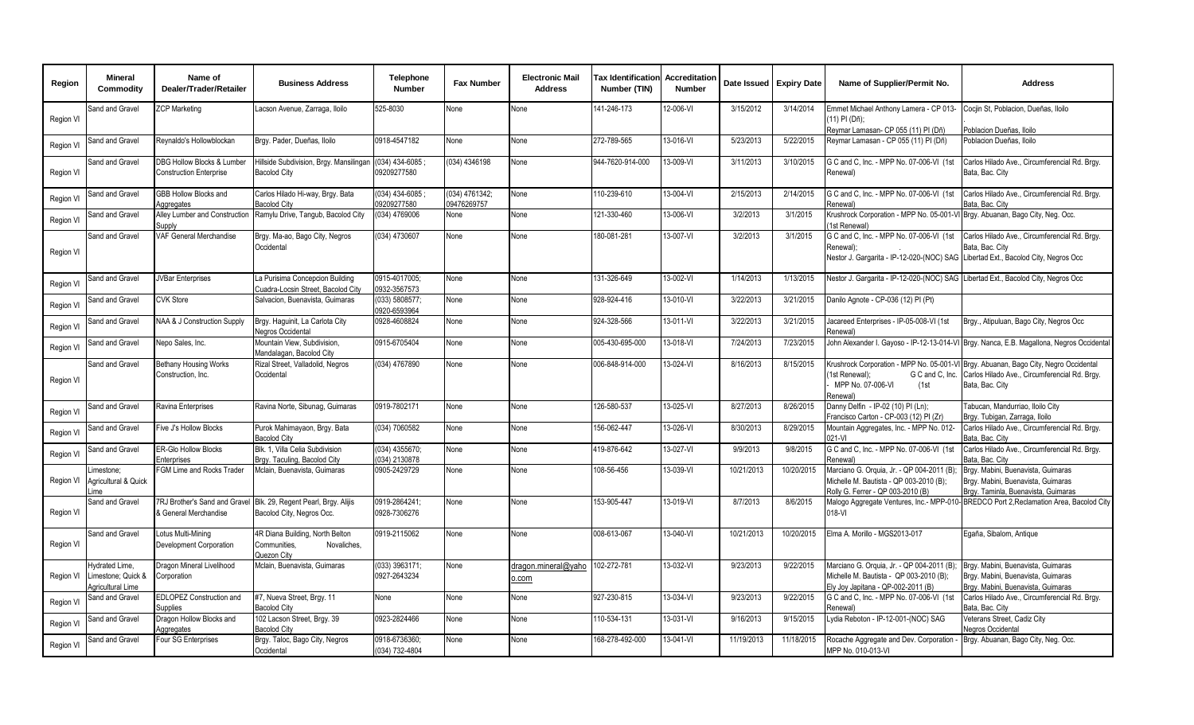| Region | Mineral Commodity | Name of Dealer/Trader/Retailer | Business Address | Telephone Number | Fax Number | Electronic Mail Address | Tax Identification Number (TIN) | Accreditation Number | Date Issued | Expiry Date | Name of Supplier/Permit No. | Address |
|---|---|---|---|---|---|---|---|---|---|---|---|---|
| Region VI | Sand and Gravel | ZCP Marketing | Lacson Avenue, Zarraga, Iloilo | 525-8030 | None | None | 141-246-173 | 12-006-VI | 3/15/2012 | 3/14/2014 | Emmet Michael Anthony Lamera - CP 013-(11) PI (Dñ); Reymar Lamasan- CP 055 (11) PI (Dñ) | Cocjin St, Poblacion, Dueñas, Iloilo . Poblacion Dueñas, Iloilo |
| Region VI | Sand and Gravel | Reynaldo's Hollowblockan | Brgy. Pader, Dueñas, Iloilo | 0918-4547182 | None | None | 272-789-565 | 13-016-VI | 5/23/2013 | 5/22/2015 | Reymar Lamasan - CP 055 (11) PI (Dñ) | Poblacion Dueñas, Iloilo |
| Region VI | Sand and Gravel | DBG Hollow Blocks & Lumber Construction Enterprise | Hillside Subdivision, Brgy. Mansilingan Bacolod City | (034) 434-6085 ; 09209277580 | (034) 4346198 | None | 944-7620-914-000 | 13-009-VI | 3/11/2013 | 3/10/2015 | G C and C, Inc. - MPP No. 07-006-VI (1st Renewal) | Carlos Hilado Ave., Circumferencial Rd. Brgy. Bata, Bac. City |
| Region VI | Sand and Gravel | GBB Hollow Blocks and Aggregates | Carlos Hilado Hi-way, Brgy. Bata Bacolod City | (034) 434-6085 ; 09209277580 | (034) 4761342; 09476269757 | None | 110-239-610 | 13-004-VI | 2/15/2013 | 2/14/2015 | G C and C, Inc. - MPP No. 07-006-VI (1st Renewal) | Carlos Hilado Ave., Circumferencial Rd. Brgy. Bata, Bac. City |
| Region VI | Sand and Gravel | Alley Lumber and Construction Supply | Ramylu Drive, Tangub, Bacolod City | (034) 4769006 | None | None | 121-330-460 | 13-006-VI | 3/2/2013 | 3/1/2015 | Krushrock Corporation - MPP No. 05-001-VI (1st Renewal) | Brgy. Abuanan, Bago City, Neg. Occ. |
| Region VI | Sand and Gravel | VAF General Merchandise | Brgy. Ma-ao, Bago City, Negros Occidental | (034) 4730607 | None | None | 180-081-281 | 13-007-VI | 3/2/2013 | 3/1/2015 | G C and C, Inc. - MPP No. 07-006-VI (1st Renewal); . Nestor J. Gargarita - IP-12-020-(NOC) SAG | Carlos Hilado Ave., Circumferencial Rd. Brgy. Bata, Bac. City Libertad Ext., Bacolod City, Negros Occ |
| Region VI | Sand and Gravel | JVBar Enterprises | La Purisima Concepcion Building Cuadra-Locsin Street, Bacolod City | 0915-4017005; 0932-3567573 | None | None | 131-326-649 | 13-002-VI | 1/14/2013 | 1/13/2015 | Nestor J. Gargarita - IP-12-020-(NOC) SAG | Libertad Ext., Bacolod City, Negros Occ |
| Region VI | Sand and Gravel | CVK Store | Salvacion, Buenavista, Guimaras | (033) 5808577; 0920-6593964 | None | None | 928-924-416 | 13-010-VI | 3/22/2013 | 3/21/2015 | Danilo Agnote - CP-036 (12) PI (Pt) | |
| Region VI | Sand and Gravel | NAA & J Construction Supply | Brgy. Haguinit, La Carlota City Negros Occidental | 0928-4608824 | None | None | 924-328-566 | 13-011-VI | 3/22/2013 | 3/21/2015 | Jacareed Enterprises - IP-05-008-VI (1st Renewal) | Brgy., Atipuluan, Bago City, Negros Occ |
| Region VI | Sand and Gravel | Nepo Sales, Inc. | Mountain View, Subdivision, Mandalagan, Bacolod City | 0915-6705404 | None | None | 005-430-695-000 | 13-018-VI | 7/24/2013 | 7/23/2015 | John Alexander I. Gayoso - IP-12-13-014-VI | Brgy. Nanca, E.B. Magallona, Negros Occidental |
| Region VI | Sand and Gravel | Bethany Housing Works Construction, Inc. | Rizal Street, Valladolid, Negros Occidental | (034) 4767890 | None | None | 006-848-914-000 | 13-024-VI | 8/16/2013 | 8/15/2015 | Krushrock Corporation - MPP No. 05-001-VI (1st Renewal); G C and C, Inc. - MPP No. 07-006-VI (1st Renewal) | Brgy. Abuanan, Bago City, Negro Occidental Carlos Hilado Ave., Circumferencial Rd. Brgy. Bata, Bac. City |
| Region VI | Sand and Gravel | Ravina Enterprises | Ravina Norte, Sibunag, Guimaras | 0919-7802171 | None | None | 126-580-537 | 13-025-VI | 8/27/2013 | 8/26/2015 | Danny Delfin - IP-02 (10) PI (Ln); Francisco Carton - CP-003 (12) PI (Zr) | Tabucan, Mandurriao, Iloilo City Brgy. Tubigan, Zarraga, Iloilo |
| Region VI | Sand and Gravel | Five J's Hollow Blocks | Purok Mahimayaon, Brgy. Bata Bacolod City | (034) 7060582 | None | None | 156-062-447 | 13-026-VI | 8/30/2013 | 8/29/2015 | Mountain Aggregates, Inc. - MPP No. 012-021-VI | Carlos Hilado Ave., Circumferencial Rd. Brgy. Bata, Bac. City |
| Region VI | Sand and Gravel | ER-Glo Hollow Blocks Enterprises | Blk. 1, Villa Celia Subdivision Brgy. Taculing, Bacolod City | (034) 4355670; (034) 2130878 | None | None | 419-876-642 | 13-027-VI | 9/9/2013 | 9/8/2015 | G C and C, Inc. - MPP No. 07-006-VI (1st Renewal) | Carlos Hilado Ave., Circumferencial Rd. Brgy. Bata, Bac. City |
| Region VI | Limestone; Agricultural & Quick Lime | FGM Lime and Rocks Trader | Mclain, Buenavista, Guimaras | 0905-2429729 | None | None | 108-56-456 | 13-039-VI | 10/21/2013 | 10/20/2015 | Marciano G. Orquia, Jr. - QP 004-2011 (B); Michelle M. Bautista - QP 003-2010 (B); Rolly G. Ferrer - QP 003-2010 (B) | Brgy. Mabini, Buenavista, Guimaras Brgy. Mabini, Buenavista, Guimaras Brgy. Taminla, Buenavista, Guimaras |
| Region VI | Sand and Gravel | 7RJ Brother's Sand and Gravel & General Merchandise | Blk. 29, Regent Pearl, Brgy. Alijis Bacolod City, Negros Occ. | 0919-2864241; 0928-7306276 | None | None | 153-905-447 | 13-019-VI | 8/7/2013 | 8/6/2015 | Malogo Aggregate Ventures, Inc.- MPP-010-018-VI | BREDCO Port 2,Reclamation Area, Bacolod City |
| Region VI | Sand and Gravel | Lotus Multi-Mining Development Corporation | 4R Diana Building, North Belton Communities, Novaliches, Quezon City | 0919-2115062 | None | None | 008-613-067 | 13-040-VI | 10/21/2013 | 10/20/2015 | Elma A. Morillo - MGS2013-017 | Egaña, Sibalom, Antique |
| Region VI | Hydrated Lime, Limestone; Quick & Agricultural Lime | Dragon Mineral Livelihood Corporation | Mclain, Buenavista, Guimaras | (033) 3963171; 0927-2643234 | None | dragon.mineral@yahoo.com | 102-272-781 | 13-032-VI | 9/23/2013 | 9/22/2015 | Marciano G. Orquia, Jr. - QP 004-2011 (B); Michelle M. Bautista - QP 003-2010 (B); Ely Joy Japitana - QP-002-2011 (B) | Brgy. Mabini, Buenavista, Guimaras Brgy. Mabini, Buenavista, Guimaras Brgy. Mabini, Buenavista, Guimaras |
| Region VI | Sand and Gravel | EDLOPEZ Construction and Supplies | #7, Nueva Street, Brgy. 11 Bacolod City | None | None | None | 927-230-815 | 13-034-VI | 9/23/2013 | 9/22/2015 | G C and C, Inc. - MPP No. 07-006-VI (1st Renewal) | Carlos Hilado Ave., Circumferencial Rd. Brgy. Bata, Bac. City |
| Region VI | Sand and Gravel | Dragon Hollow Blocks and Aggregates | 102 Lacson Street, Brgy. 39 Bacolod City | 0923-2824466 | None | None | 110-534-131 | 13-031-VI | 9/16/2013 | 9/15/2015 | Lydia Reboton - IP-12-001-(NOC) SAG | Veterans Street, Cadiz City Negros Occidental |
| Region VI | Sand and Gravel | Four SG Enterprises | Brgy. Taloc, Bago City, Negros Occidental | 0918-6736360; (034) 732-4804 | None | None | 168-278-492-000 | 13-041-VI | 11/19/2013 | 11/18/2015 | Rocache Aggregate and Dev. Corporation - MPP No. 010-013-VI | Brgy. Abuanan, Bago City, Neg. Occ. |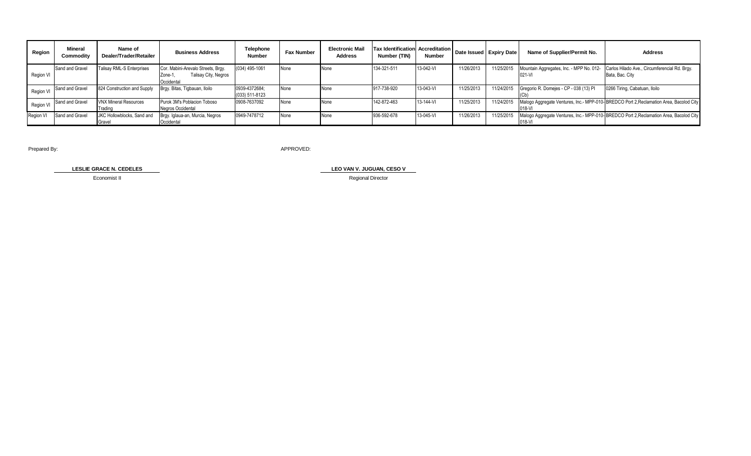| Region | Mineral Commodity | Name of Dealer/Trader/Retailer | Business Address | Telephone Number | Fax Number | Electronic Mail Address | Tax Identification Number (TIN) | Accreditation Number | Date Issued | Expiry Date | Name of Supplier/Permit No. | Address |
|---|---|---|---|---|---|---|---|---|---|---|---|---|
| Region VI | Sand and Gravel | Talisay RML-S Enterprises | Cor. Mabini-Arevalo Streets, Brgy. Zone-1, Talisay City, Negros Occidental | (034) 495-1061 | None | None | 134-321-511 | 13-042-VI | 11/26/2013 | 11/25/2015 | Mountain Aggregates, Inc. - MPP No. 012-021-VI | Carlos Hilado Ave., Circumferencial Rd. Brgy. Bata, Bac. City |
| Region VI | Sand and Gravel | 824 Construction and Supply | Brgy. Bitas, Tigbauan, Iloilo | 0939-4372684; (033) 511-8123 | None | None | 917-738-920 | 13-043-VI | 11/25/2013 | 11/24/2015 | Gregorio R. Domejes - CP - 038 (13) PI (Cb) | 0266 Tiring, Cabatuan, Iloilo |
| Region VI | Sand and Gravel | VNX Mineral Resources Trading | Purok 3M's Poblacion Toboso Negros Occidental | 0908-7637092 | None | None | 142-872-463 | 13-144-VI | 11/25/2013 | 11/24/2015 | Malogo Aggregate Ventures, Inc.- MPP-010-018-VI | BREDCO Port 2,Reclamation Area, Bacolod City |
| Region VI | Sand and Gravel | JKC Hollowblocks, Sand and Gravel | Brgy. Iglaua-an, Murcia, Negros Occidental | 0949-7478712 | None | None | 936-592-678 | 13-045-VI | 11/26/2013 | 11/25/2015 | Malogo Aggregate Ventures, Inc.- MPP-010-018-VI | BREDCO Port 2,Reclamation Area, Bacolod City |

Prepared By:

**LESLIE GRACE N. CEDELES**
Economist II

APPROVED:

**LEO VAN V. JUGUAN, CESO V**
Regional Director